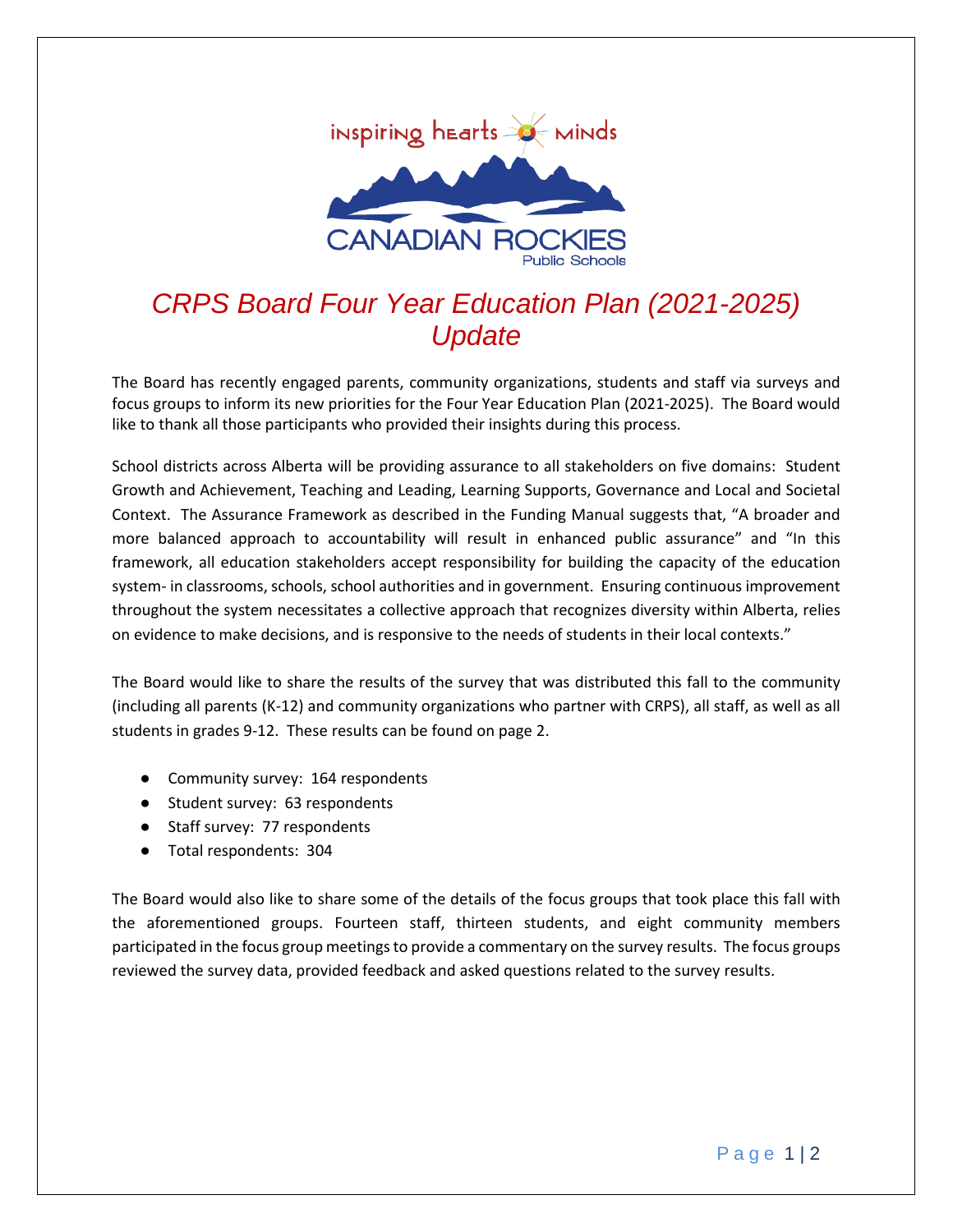inspiring hearts minds

CANADIAN ROCKIES

Public Schools

# CRPS Board Four Year Education Plan (2021-2025) Update

The Board has recently engaged parents, community organizations, students and staff via surveys and focus groups to inform its new priorities for the Four Year Education Plan (2021-2025). The Board would like to thank all those participants who provided their insights during this process.

School districts across Alberta will be providing assurance to all stakeholders on five domains: Student Growth and Achievement, Teaching and Leading, Learning Supports, Governance and Local and Societal Context. The Assurance Framework as described in the Funding Manual suggests that, "A broader and more balanced approach to accountability will result in enhanced public assurance" and "In this framework, all education stakeholders accept responsibility for building the capacity of the education system- in classrooms, schools, school authorities and in government. Ensuring continuous improvement throughout the system necessitates a collective approach that recognizes diversity within Alberta, relies on evidence to make decisions, and is responsive to the needs of students in their local contexts."

The Board would like to share the results of the survey that was distributed this fall to the community (including all parents (K-12) and community organizations who partner with CRPS), all staff, as well as all students in grades 9-12. These results can be found on page 2.

- Community survey: 164 respondents
- Student survey: 63 respondents
- Staff survey: 77 respondents
- Total respondents: 304

The Board would also like to share some of the details of the focus groups that took place this fall with the aforementioned groups. Fourteen staff, thirteen students, and eight community members participated in the focus group meetings to provide a commentary on the survey results. The focus groups reviewed the survey data, provided feedback and asked questions related to the survey results.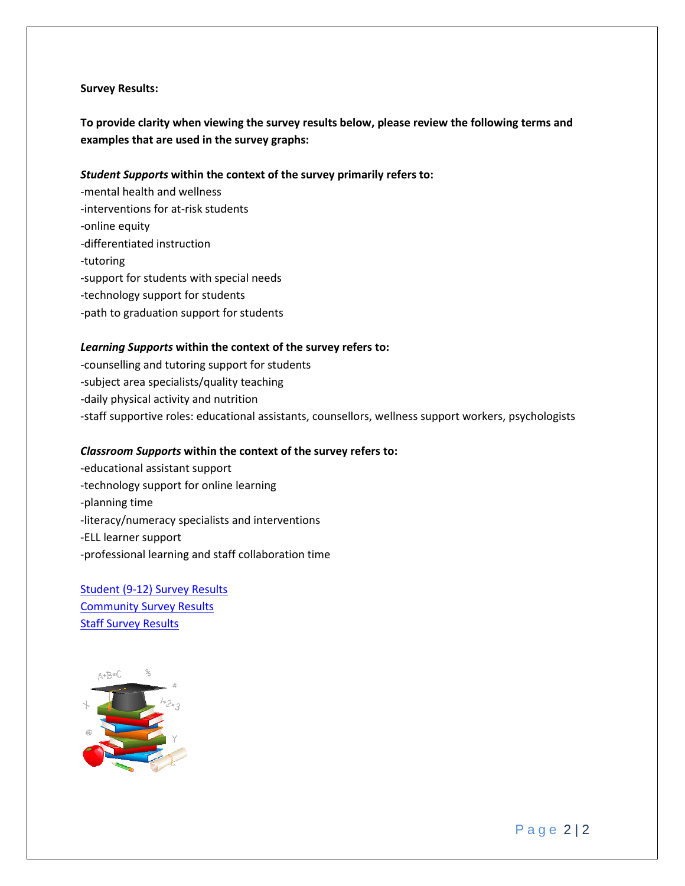**Survey Results:**

**To provide clarity when viewing the survey results below, please review the following terms and examples that are used in the survey graphs:**

***Student Supports*** **within the context of the survey primarily refers to:**

-mental health and wellness
-interventions for at-risk students
-online equity
-differentiated instruction
-tutoring
-support for students with special needs
-technology support for students
-path to graduation support for students

***Learning Supports*** **within the context of the survey refers to:**

-counselling and tutoring support for students
-subject area specialists/quality teaching
-daily physical activity and nutrition
-staff supportive roles: educational assistants, counsellors, wellness support workers, psychologists

***Classroom Supports*** **within the context of the survey refers to:**

-educational assistant support
-technology support for online learning
-planning time
-literacy/numeracy specialists and interventions
-ELL learner support
-professional learning and staff collaboration time

Student (9-12) Survey Results
Community Survey Results
Staff Survey Results